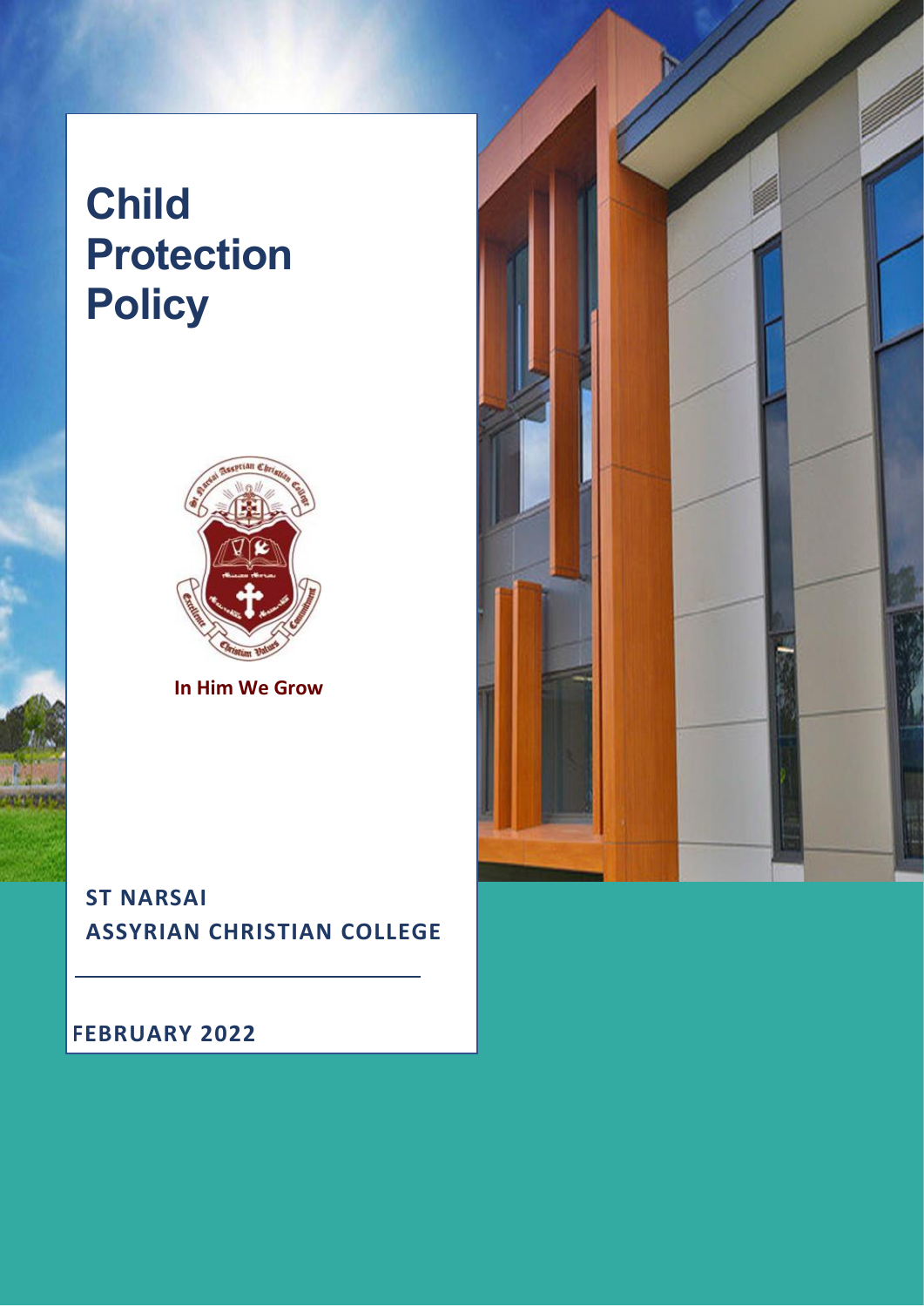# Child Protection Policy

In Him We Grow

**ST NARSAI ASSYRIAN CHRISTIAN COLLEGE**

**FEBRUARY 2022**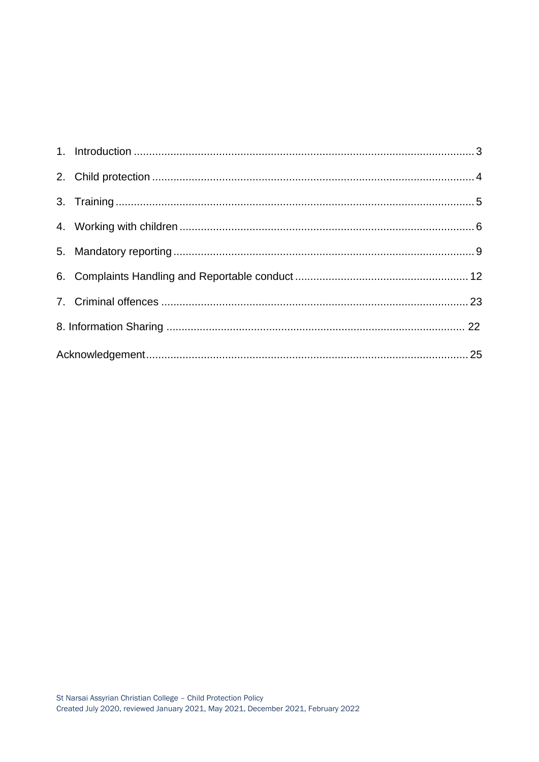1. Introduction ................................................................................................................ 3
2. Child protection ......................................................................................................... 4
3. Training ...................................................................................................................... 5
4. Working with children ................................................................................................ 6
5. Mandatory reporting .................................................................................................. 9
6. Complaints Handling and Reportable conduct ........................................................ 12
7. Criminal offences ..................................................................................................... 23

8. Information Sharing .................................................................................................. 22

Acknowledgement......................................................................................................... 25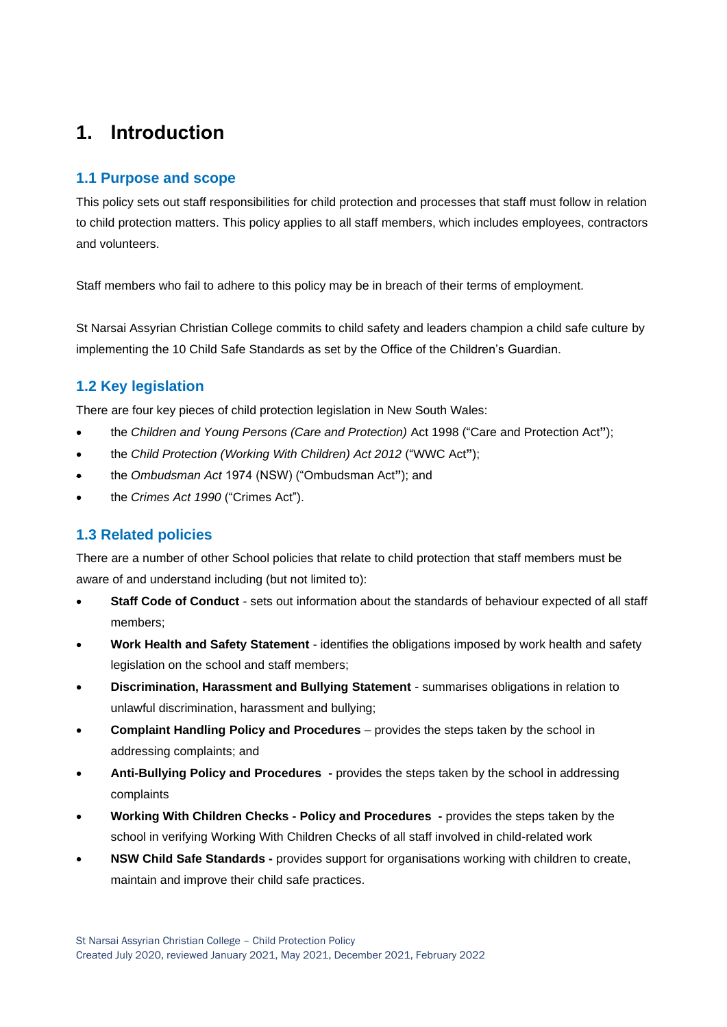# 1. Introduction

## 1.1 Purpose and scope

This policy sets out staff responsibilities for child protection and processes that staff must follow in relation to child protection matters. This policy applies to all staff members, which includes employees, contractors and volunteers.

Staff members who fail to adhere to this policy may be in breach of their terms of employment.

St Narsai Assyrian Christian College commits to child safety and leaders champion a child safe culture by implementing the 10 Child Safe Standards as set by the Office of the Children's Guardian.

## 1.2 Key legislation

There are four key pieces of child protection legislation in New South Wales:

- the *Children and Young Persons (Care and Protection)* Act 1998 ("Care and Protection Act");
- the *Child Protection (Working With Children) Act 2012* ("WWC Act");
- the *Ombudsman Act* 1974 (NSW) ("Ombudsman Act"); and
- the *Crimes Act 1990* ("Crimes Act").

## 1.3 Related policies

There are a number of other School policies that relate to child protection that staff members must be aware of and understand including (but not limited to):

- **Staff Code of Conduct** - sets out information about the standards of behaviour expected of all staff members;
- **Work Health and Safety Statement** - identifies the obligations imposed by work health and safety legislation on the school and staff members;
- **Discrimination, Harassment and Bullying Statement** - summarises obligations in relation to unlawful discrimination, harassment and bullying;
- **Complaint Handling Policy and Procedures** – provides the steps taken by the school in addressing complaints; and
- **Anti-Bullying Policy and Procedures -** provides the steps taken by the school in addressing complaints
- **Working With Children Checks - Policy and Procedures -** provides the steps taken by the school in verifying Working With Children Checks of all staff involved in child-related work
- **NSW Child Safe Standards -** provides support for organisations working with children to create, maintain and improve their child safe practices.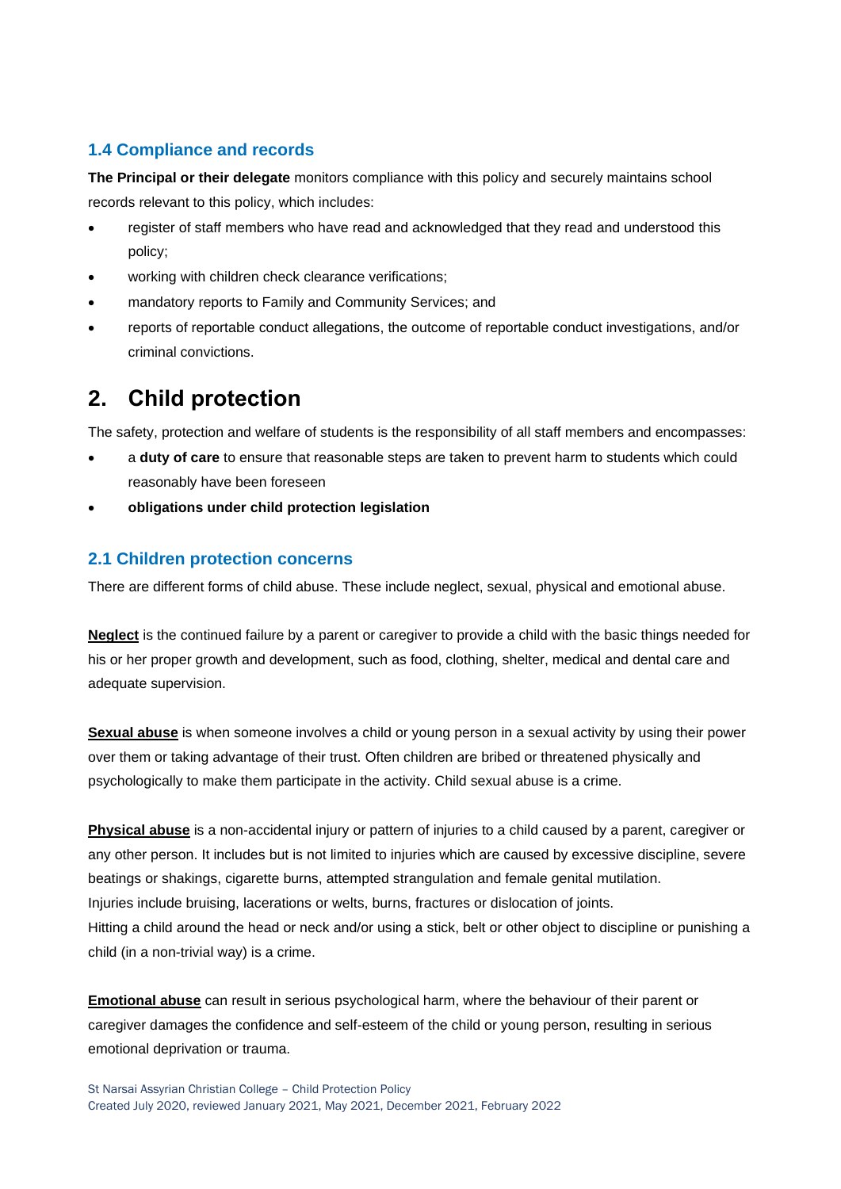### 1.4 Compliance and records

**The Principal or their delegate** monitors compliance with this policy and securely maintains school records relevant to this policy, which includes:

- register of staff members who have read and acknowledged that they read and understood this policy;
- working with children check clearance verifications;
- mandatory reports to Family and Community Services; and
- reports of reportable conduct allegations, the outcome of reportable conduct investigations, and/or criminal convictions.

## 2. Child protection

The safety, protection and welfare of students is the responsibility of all staff members and encompasses:

- a **duty of care** to ensure that reasonable steps are taken to prevent harm to students which could reasonably have been foreseen
- **obligations under child protection legislation**

### 2.1 Children protection concerns

There are different forms of child abuse. These include neglect, sexual, physical and emotional abuse.

**Neglect** is the continued failure by a parent or caregiver to provide a child with the basic things needed for his or her proper growth and development, such as food, clothing, shelter, medical and dental care and adequate supervision.

**Sexual abuse** is when someone involves a child or young person in a sexual activity by using their power over them or taking advantage of their trust. Often children are bribed or threatened physically and psychologically to make them participate in the activity. Child sexual abuse is a crime.

**Physical abuse** is a non-accidental injury or pattern of injuries to a child caused by a parent, caregiver or any other person. It includes but is not limited to injuries which are caused by excessive discipline, severe beatings or shakings, cigarette burns, attempted strangulation and female genital mutilation.
Injuries include bruising, lacerations or welts, burns, fractures or dislocation of joints.
Hitting a child around the head or neck and/or using a stick, belt or other object to discipline or punishing a child (in a non-trivial way) is a crime.

**Emotional abuse** can result in serious psychological harm, where the behaviour of their parent or caregiver damages the confidence and self-esteem of the child or young person, resulting in serious emotional deprivation or trauma.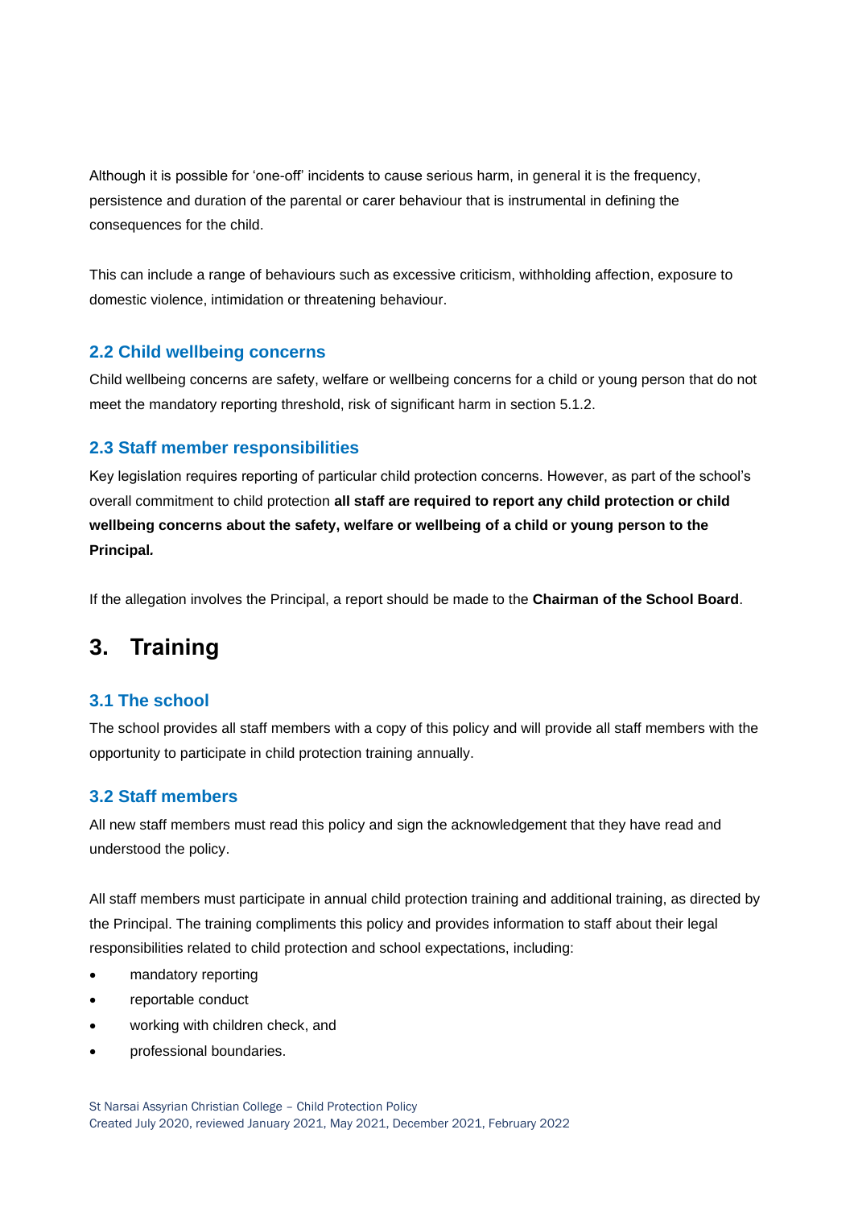Although it is possible for 'one-off' incidents to cause serious harm, in general it is the frequency, persistence and duration of the parental or carer behaviour that is instrumental in defining the consequences for the child.

This can include a range of behaviours such as excessive criticism, withholding affection, exposure to domestic violence, intimidation or threatening behaviour.

### 2.2 Child wellbeing concerns

Child wellbeing concerns are safety, welfare or wellbeing concerns for a child or young person that do not meet the mandatory reporting threshold, risk of significant harm in section 5.1.2.

### 2.3 Staff member responsibilities

Key legislation requires reporting of particular child protection concerns. However, as part of the school's overall commitment to child protection **all staff are required to report any child protection or child wellbeing concerns about the safety, welfare or wellbeing of a child or young person to the Principal.**

If the allegation involves the Principal, a report should be made to the **Chairman of the School Board**.

## 3. Training

### 3.1 The school

The school provides all staff members with a copy of this policy and will provide all staff members with the opportunity to participate in child protection training annually.

### 3.2 Staff members

All new staff members must read this policy and sign the acknowledgement that they have read and understood the policy.

All staff members must participate in annual child protection training and additional training, as directed by the Principal. The training compliments this policy and provides information to staff about their legal responsibilities related to child protection and school expectations, including:

- mandatory reporting
- reportable conduct
- working with children check, and
- professional boundaries.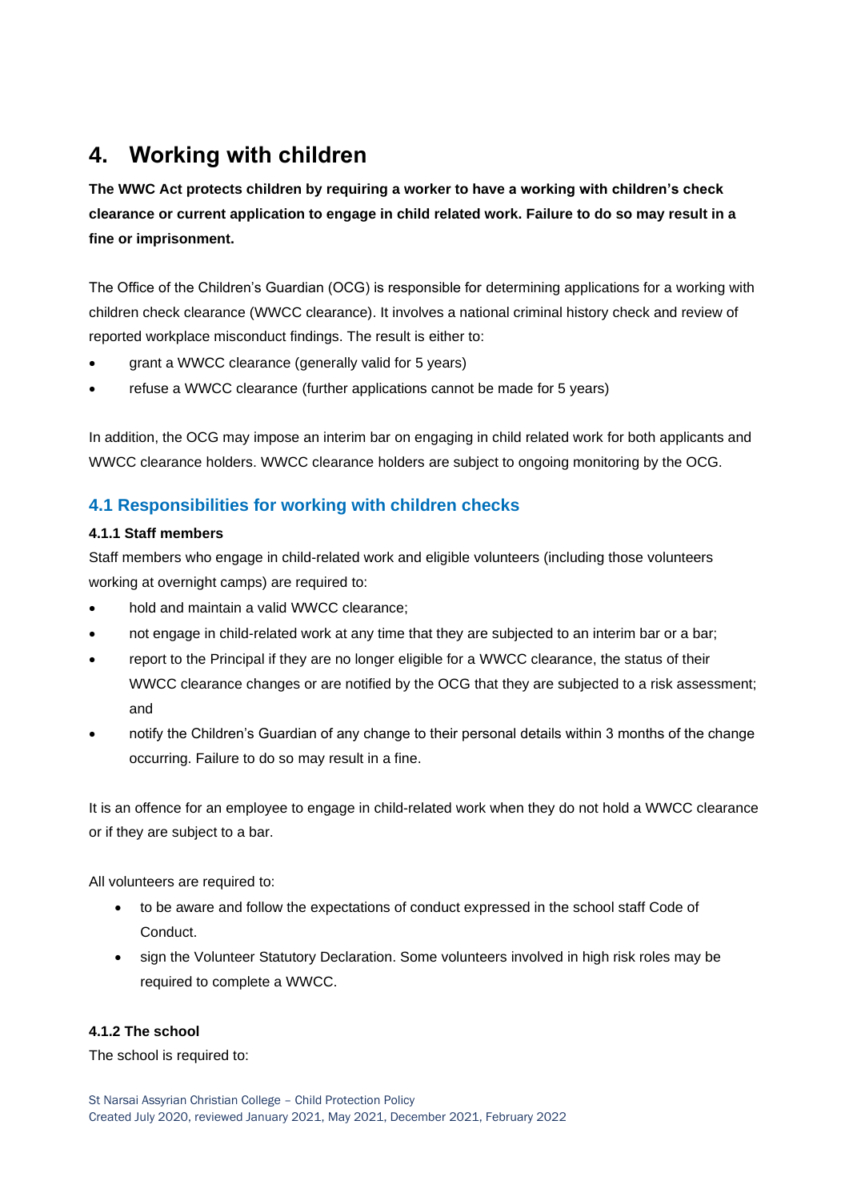# 4. Working with children

**The WWC Act protects children by requiring a worker to have a working with children's check clearance or current application to engage in child related work. Failure to do so may result in a fine or imprisonment.**

The Office of the Children's Guardian (OCG) is responsible for determining applications for a working with children check clearance (WWCC clearance). It involves a national criminal history check and review of reported workplace misconduct findings. The result is either to:

- grant a WWCC clearance (generally valid for 5 years)
- refuse a WWCC clearance (further applications cannot be made for 5 years)

In addition, the OCG may impose an interim bar on engaging in child related work for both applicants and WWCC clearance holders. WWCC clearance holders are subject to ongoing monitoring by the OCG.

## 4.1 Responsibilities for working with children checks

### 4.1.1 Staff members

Staff members who engage in child-related work and eligible volunteers (including those volunteers working at overnight camps) are required to:

- hold and maintain a valid WWCC clearance;
- not engage in child-related work at any time that they are subjected to an interim bar or a bar;
- report to the Principal if they are no longer eligible for a WWCC clearance, the status of their WWCC clearance changes or are notified by the OCG that they are subjected to a risk assessment; and
- notify the Children's Guardian of any change to their personal details within 3 months of the change occurring. Failure to do so may result in a fine.

It is an offence for an employee to engage in child-related work when they do not hold a WWCC clearance or if they are subject to a bar.

All volunteers are required to:

- to be aware and follow the expectations of conduct expressed in the school staff Code of Conduct.
- sign the Volunteer Statutory Declaration. Some volunteers involved in high risk roles may be required to complete a WWCC.

### 4.1.2 The school

The school is required to: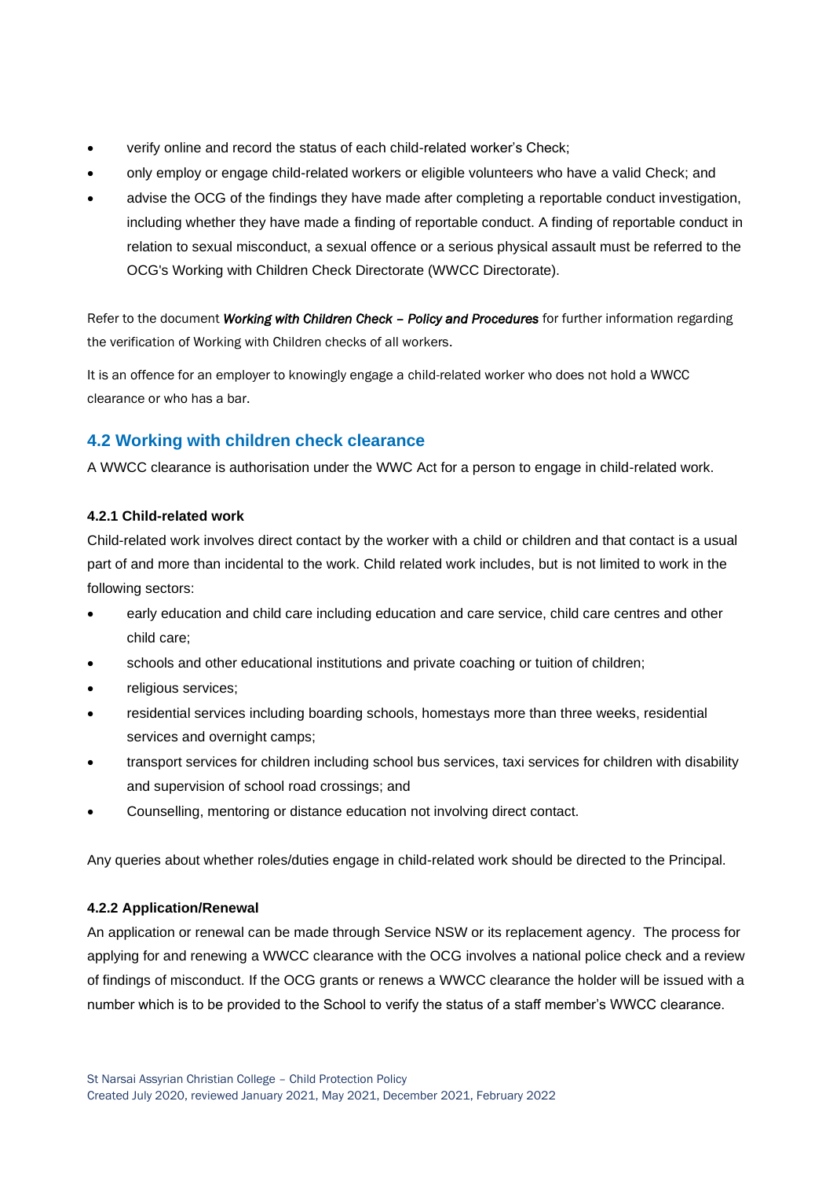- verify online and record the status of each child-related worker's Check;
- only employ or engage child-related workers or eligible volunteers who have a valid Check; and
- advise the OCG of the findings they have made after completing a reportable conduct investigation, including whether they have made a finding of reportable conduct. A finding of reportable conduct in relation to sexual misconduct, a sexual offence or a serious physical assault must be referred to the OCG's Working with Children Check Directorate (WWCC Directorate).

Refer to the document ***Working with Children Check – Policy and Procedures*** for further information regarding the verification of Working with Children checks of all workers.

It is an offence for an employer to knowingly engage a child-related worker who does not hold a WWCC clearance or who has a bar.

## 4.2 Working with children check clearance

A WWCC clearance is authorisation under the WWC Act for a person to engage in child-related work.

#### 4.2.1 Child-related work

Child-related work involves direct contact by the worker with a child or children and that contact is a usual part of and more than incidental to the work. Child related work includes, but is not limited to work in the following sectors:

- early education and child care including education and care service, child care centres and other child care;
- schools and other educational institutions and private coaching or tuition of children;
- religious services;
- residential services including boarding schools, homestays more than three weeks, residential services and overnight camps;
- transport services for children including school bus services, taxi services for children with disability and supervision of school road crossings; and
- Counselling, mentoring or distance education not involving direct contact.

Any queries about whether roles/duties engage in child-related work should be directed to the Principal.

#### 4.2.2 Application/Renewal

An application or renewal can be made through Service NSW or its replacement agency. The process for applying for and renewing a WWCC clearance with the OCG involves a national police check and a review of findings of misconduct. If the OCG grants or renews a WWCC clearance the holder will be issued with a number which is to be provided to the School to verify the status of a staff member's WWCC clearance.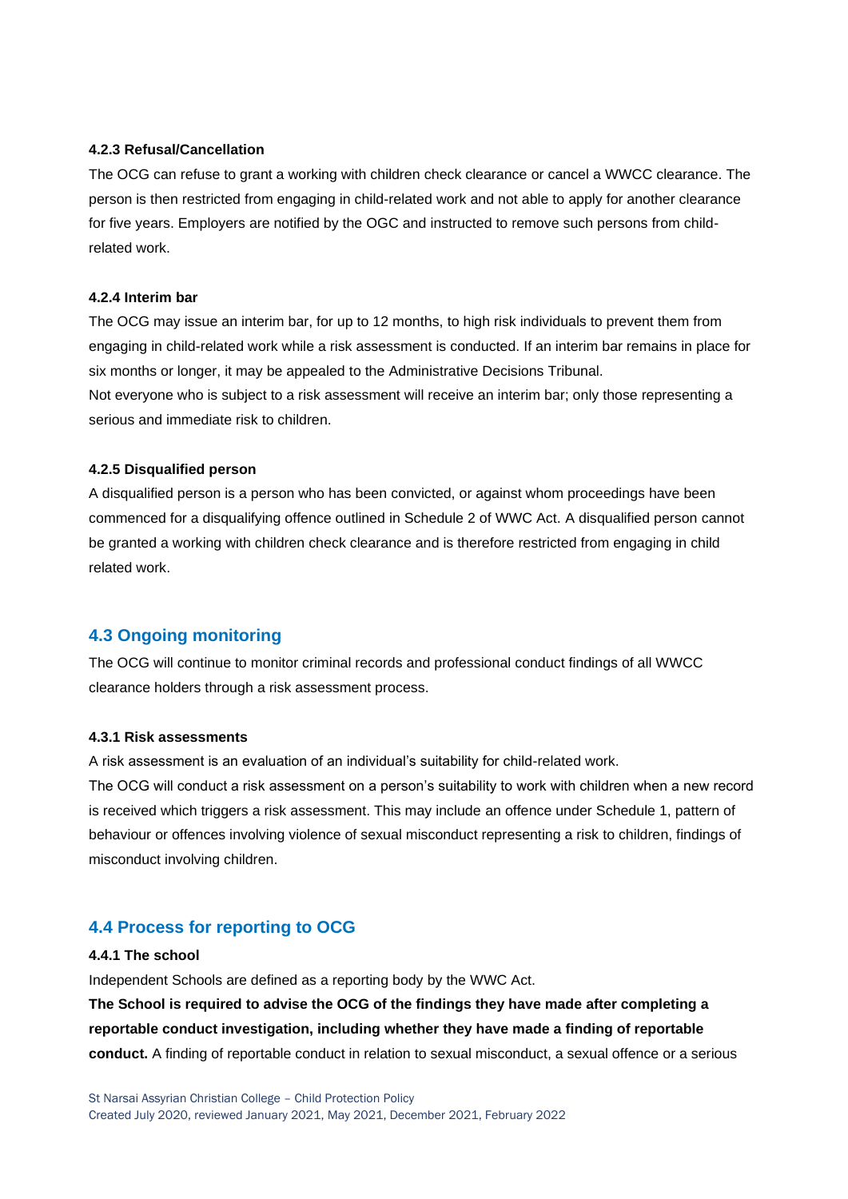#### 4.2.3 Refusal/Cancellation

The OCG can refuse to grant a working with children check clearance or cancel a WWCC clearance. The person is then restricted from engaging in child-related work and not able to apply for another clearance for five years. Employers are notified by the OGC and instructed to remove such persons from child-related work.

#### 4.2.4 Interim bar

The OCG may issue an interim bar, for up to 12 months, to high risk individuals to prevent them from engaging in child-related work while a risk assessment is conducted. If an interim bar remains in place for six months or longer, it may be appealed to the Administrative Decisions Tribunal.

Not everyone who is subject to a risk assessment will receive an interim bar; only those representing a serious and immediate risk to children.

#### 4.2.5 Disqualified person

A disqualified person is a person who has been convicted, or against whom proceedings have been commenced for a disqualifying offence outlined in Schedule 2 of WWC Act. A disqualified person cannot be granted a working with children check clearance and is therefore restricted from engaging in child related work.

## 4.3 Ongoing monitoring

The OCG will continue to monitor criminal records and professional conduct findings of all WWCC clearance holders through a risk assessment process.

#### 4.3.1 Risk assessments

A risk assessment is an evaluation of an individual's suitability for child-related work.

The OCG will conduct a risk assessment on a person's suitability to work with children when a new record is received which triggers a risk assessment. This may include an offence under Schedule 1, pattern of behaviour or offences involving violence of sexual misconduct representing a risk to children, findings of misconduct involving children.

## 4.4 Process for reporting to OCG

#### 4.4.1 The school

Independent Schools are defined as a reporting body by the WWC Act.

**The School is required to advise the OCG of the findings they have made after completing a reportable conduct investigation, including whether they have made a finding of reportable conduct.** A finding of reportable conduct in relation to sexual misconduct, a sexual offence or a serious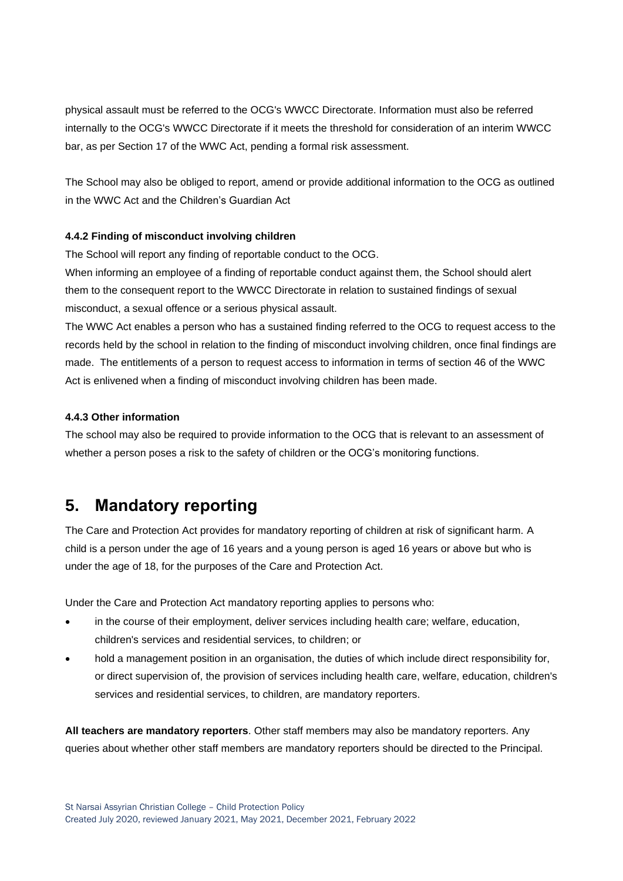physical assault must be referred to the OCG's WWCC Directorate. Information must also be referred internally to the OCG's WWCC Directorate if it meets the threshold for consideration of an interim WWCC bar, as per Section 17 of the WWC Act, pending a formal risk assessment.

The School may also be obliged to report, amend or provide additional information to the OCG as outlined in the WWC Act and the Children's Guardian Act

#### 4.4.2 Finding of misconduct involving children

The School will report any finding of reportable conduct to the OCG.

When informing an employee of a finding of reportable conduct against them, the School should alert them to the consequent report to the WWCC Directorate in relation to sustained findings of sexual misconduct, a sexual offence or a serious physical assault.

The WWC Act enables a person who has a sustained finding referred to the OCG to request access to the records held by the school in relation to the finding of misconduct involving children, once final findings are made. The entitlements of a person to request access to information in terms of section 46 of the WWC Act is enlivened when a finding of misconduct involving children has been made.

#### 4.4.3 Other information

The school may also be required to provide information to the OCG that is relevant to an assessment of whether a person poses a risk to the safety of children or the OCG's monitoring functions.

## 5. Mandatory reporting

The Care and Protection Act provides for mandatory reporting of children at risk of significant harm. A child is a person under the age of 16 years and a young person is aged 16 years or above but who is under the age of 18, for the purposes of the Care and Protection Act.

Under the Care and Protection Act mandatory reporting applies to persons who:

- in the course of their employment, deliver services including health care; welfare, education, children's services and residential services, to children; or
- hold a management position in an organisation, the duties of which include direct responsibility for, or direct supervision of, the provision of services including health care, welfare, education, children's services and residential services, to children, are mandatory reporters.

**All teachers are mandatory reporters**. Other staff members may also be mandatory reporters. Any queries about whether other staff members are mandatory reporters should be directed to the Principal.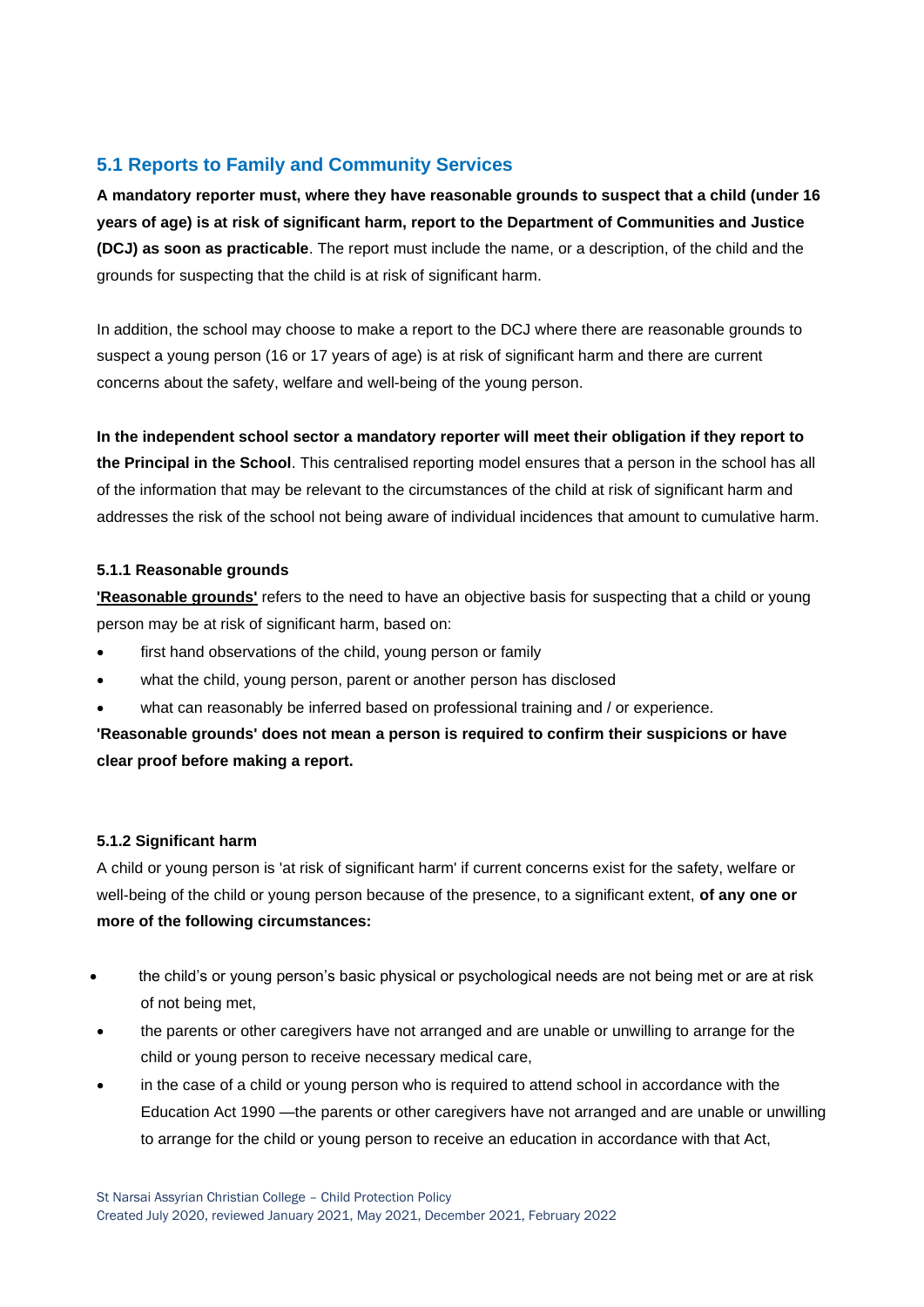## 5.1 Reports to Family and Community Services

**A mandatory reporter must, where they have reasonable grounds to suspect that a child (under 16 years of age) is at risk of significant harm, report to the Department of Communities and Justice (DCJ) as soon as practicable**. The report must include the name, or a description, of the child and the grounds for suspecting that the child is at risk of significant harm.

In addition, the school may choose to make a report to the DCJ where there are reasonable grounds to suspect a young person (16 or 17 years of age) is at risk of significant harm and there are current concerns about the safety, welfare and well-being of the young person.

**In the independent school sector a mandatory reporter will meet their obligation if they report to the Principal in the School**. This centralised reporting model ensures that a person in the school has all of the information that may be relevant to the circumstances of the child at risk of significant harm and addresses the risk of the school not being aware of individual incidences that amount to cumulative harm.

#### 5.1.1 Reasonable grounds

**'Reasonable grounds'** refers to the need to have an objective basis for suspecting that a child or young person may be at risk of significant harm, based on:

- first hand observations of the child, young person or family
- what the child, young person, parent or another person has disclosed
- what can reasonably be inferred based on professional training and / or experience.

**'Reasonable grounds' does not mean a person is required to confirm their suspicions or have clear proof before making a report.**

#### 5.1.2 Significant harm

A child or young person is 'at risk of significant harm' if current concerns exist for the safety, welfare or well-being of the child or young person because of the presence, to a significant extent, **of any one or more of the following circumstances:**

- the child's or young person's basic physical or psychological needs are not being met or are at risk of not being met,
- the parents or other caregivers have not arranged and are unable or unwilling to arrange for the child or young person to receive necessary medical care,
- in the case of a child or young person who is required to attend school in accordance with the Education Act 1990 —the parents or other caregivers have not arranged and are unable or unwilling to arrange for the child or young person to receive an education in accordance with that Act,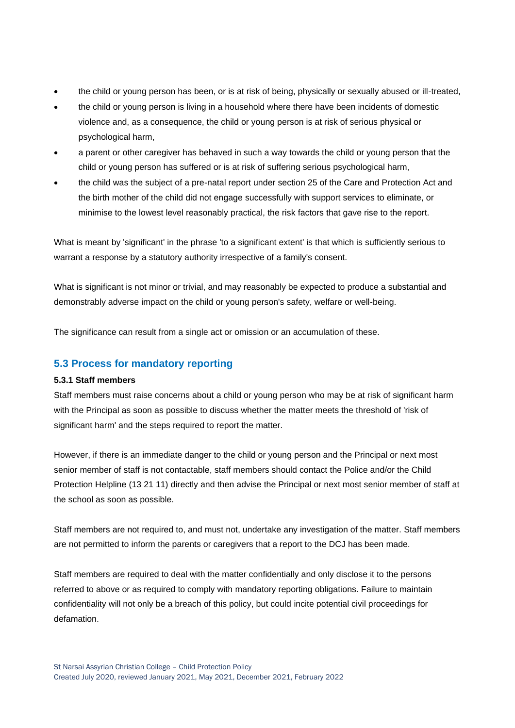- the child or young person has been, or is at risk of being, physically or sexually abused or ill-treated,
- the child or young person is living in a household where there have been incidents of domestic violence and, as a consequence, the child or young person is at risk of serious physical or psychological harm,
- a parent or other caregiver has behaved in such a way towards the child or young person that the child or young person has suffered or is at risk of suffering serious psychological harm,
- the child was the subject of a pre-natal report under section 25 of the Care and Protection Act and the birth mother of the child did not engage successfully with support services to eliminate, or minimise to the lowest level reasonably practical, the risk factors that gave rise to the report.

What is meant by 'significant' in the phrase 'to a significant extent' is that which is sufficiently serious to warrant a response by a statutory authority irrespective of a family's consent.

What is significant is not minor or trivial, and may reasonably be expected to produce a substantial and demonstrably adverse impact on the child or young person's safety, welfare or well-being.

The significance can result from a single act or omission or an accumulation of these.

## 5.3 Process for mandatory reporting

#### 5.3.1 Staff members

Staff members must raise concerns about a child or young person who may be at risk of significant harm with the Principal as soon as possible to discuss whether the matter meets the threshold of 'risk of significant harm' and the steps required to report the matter.

However, if there is an immediate danger to the child or young person and the Principal or next most senior member of staff is not contactable, staff members should contact the Police and/or the Child Protection Helpline (13 21 11) directly and then advise the Principal or next most senior member of staff at the school as soon as possible.

Staff members are not required to, and must not, undertake any investigation of the matter. Staff members are not permitted to inform the parents or caregivers that a report to the DCJ has been made.

Staff members are required to deal with the matter confidentially and only disclose it to the persons referred to above or as required to comply with mandatory reporting obligations. Failure to maintain confidentiality will not only be a breach of this policy, but could incite potential civil proceedings for defamation.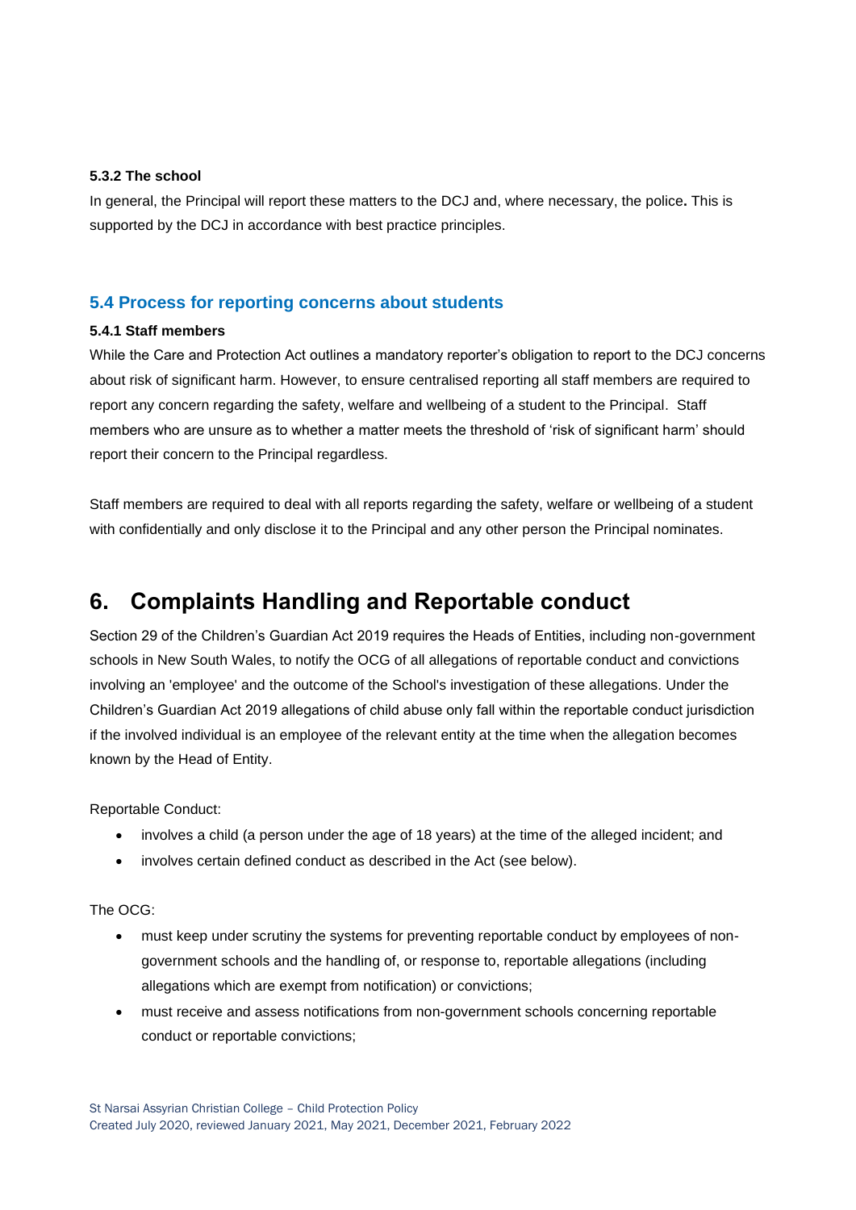#### 5.3.2 The school

In general, the Principal will report these matters to the DCJ and, where necessary, the police**.** This is supported by the DCJ in accordance with best practice principles.

### 5.4 Process for reporting concerns about students

#### 5.4.1 Staff members

While the Care and Protection Act outlines a mandatory reporter's obligation to report to the DCJ concerns about risk of significant harm. However, to ensure centralised reporting all staff members are required to report any concern regarding the safety, welfare and wellbeing of a student to the Principal. Staff members who are unsure as to whether a matter meets the threshold of 'risk of significant harm' should report their concern to the Principal regardless.

Staff members are required to deal with all reports regarding the safety, welfare or wellbeing of a student with confidentially and only disclose it to the Principal and any other person the Principal nominates.

## 6. Complaints Handling and Reportable conduct

Section 29 of the Children's Guardian Act 2019 requires the Heads of Entities, including non-government schools in New South Wales, to notify the OCG of all allegations of reportable conduct and convictions involving an 'employee' and the outcome of the School's investigation of these allegations. Under the Children's Guardian Act 2019 allegations of child abuse only fall within the reportable conduct jurisdiction if the involved individual is an employee of the relevant entity at the time when the allegation becomes known by the Head of Entity.

Reportable Conduct:

- involves a child (a person under the age of 18 years) at the time of the alleged incident; and
- involves certain defined conduct as described in the Act (see below).

The OCG:

- must keep under scrutiny the systems for preventing reportable conduct by employees of non-government schools and the handling of, or response to, reportable allegations (including allegations which are exempt from notification) or convictions;
- must receive and assess notifications from non-government schools concerning reportable conduct or reportable convictions;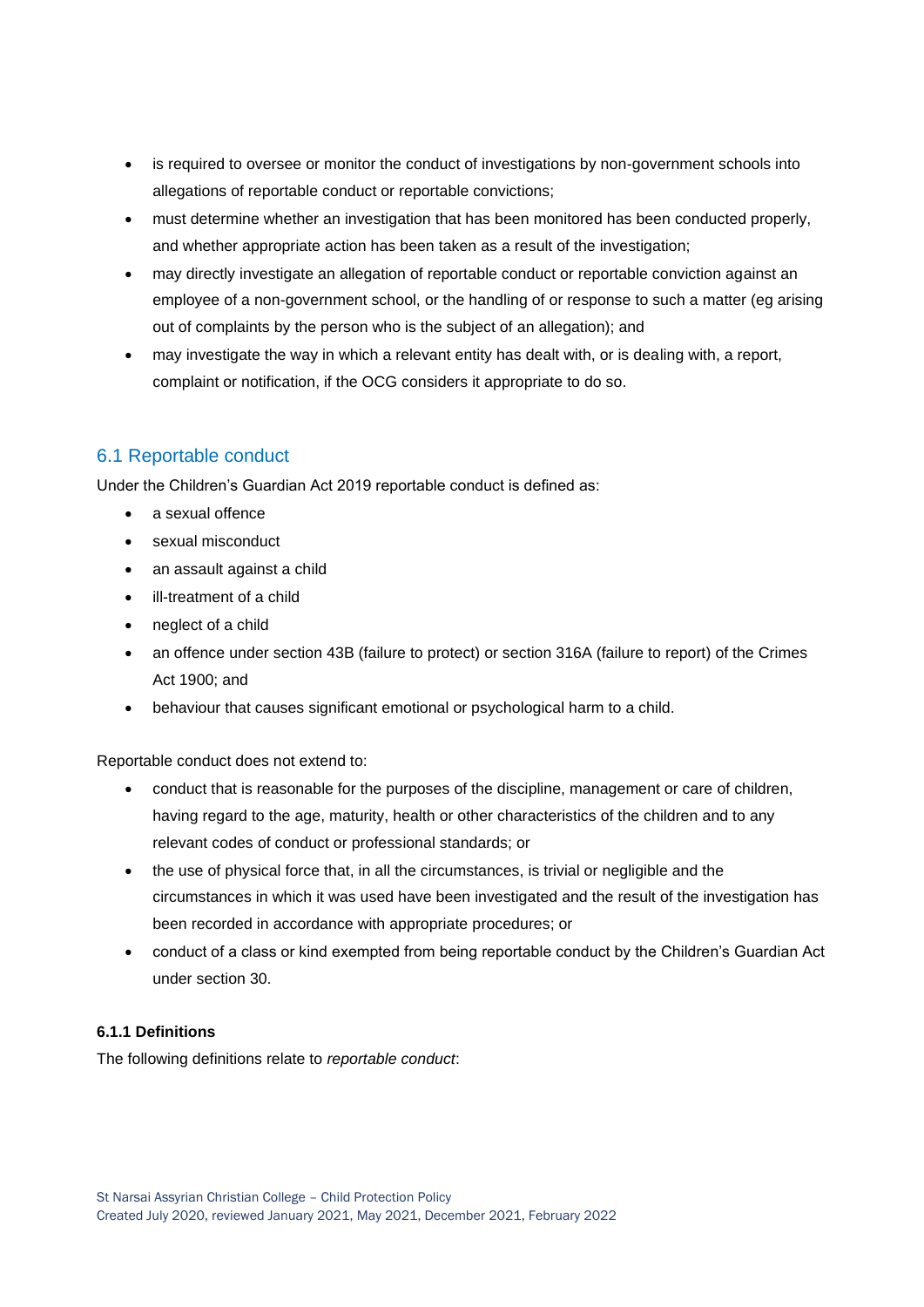- is required to oversee or monitor the conduct of investigations by non-government schools into allegations of reportable conduct or reportable convictions;
- must determine whether an investigation that has been monitored has been conducted properly, and whether appropriate action has been taken as a result of the investigation;
- may directly investigate an allegation of reportable conduct or reportable conviction against an employee of a non-government school, or the handling of or response to such a matter (eg arising out of complaints by the person who is the subject of an allegation); and
- may investigate the way in which a relevant entity has dealt with, or is dealing with, a report, complaint or notification, if the OCG considers it appropriate to do so.

## 6.1 Reportable conduct

Under the Children's Guardian Act 2019 reportable conduct is defined as:

- a sexual offence
- sexual misconduct
- an assault against a child
- ill-treatment of a child
- neglect of a child
- an offence under section 43B (failure to protect) or section 316A (failure to report) of the Crimes Act 1900; and
- behaviour that causes significant emotional or psychological harm to a child.

Reportable conduct does not extend to:

- conduct that is reasonable for the purposes of the discipline, management or care of children, having regard to the age, maturity, health or other characteristics of the children and to any relevant codes of conduct or professional standards; or
- the use of physical force that, in all the circumstances, is trivial or negligible and the circumstances in which it was used have been investigated and the result of the investigation has been recorded in accordance with appropriate procedures; or
- conduct of a class or kind exempted from being reportable conduct by the Children's Guardian Act under section 30.

### 6.1.1 Definitions

The following definitions relate to *reportable conduct*: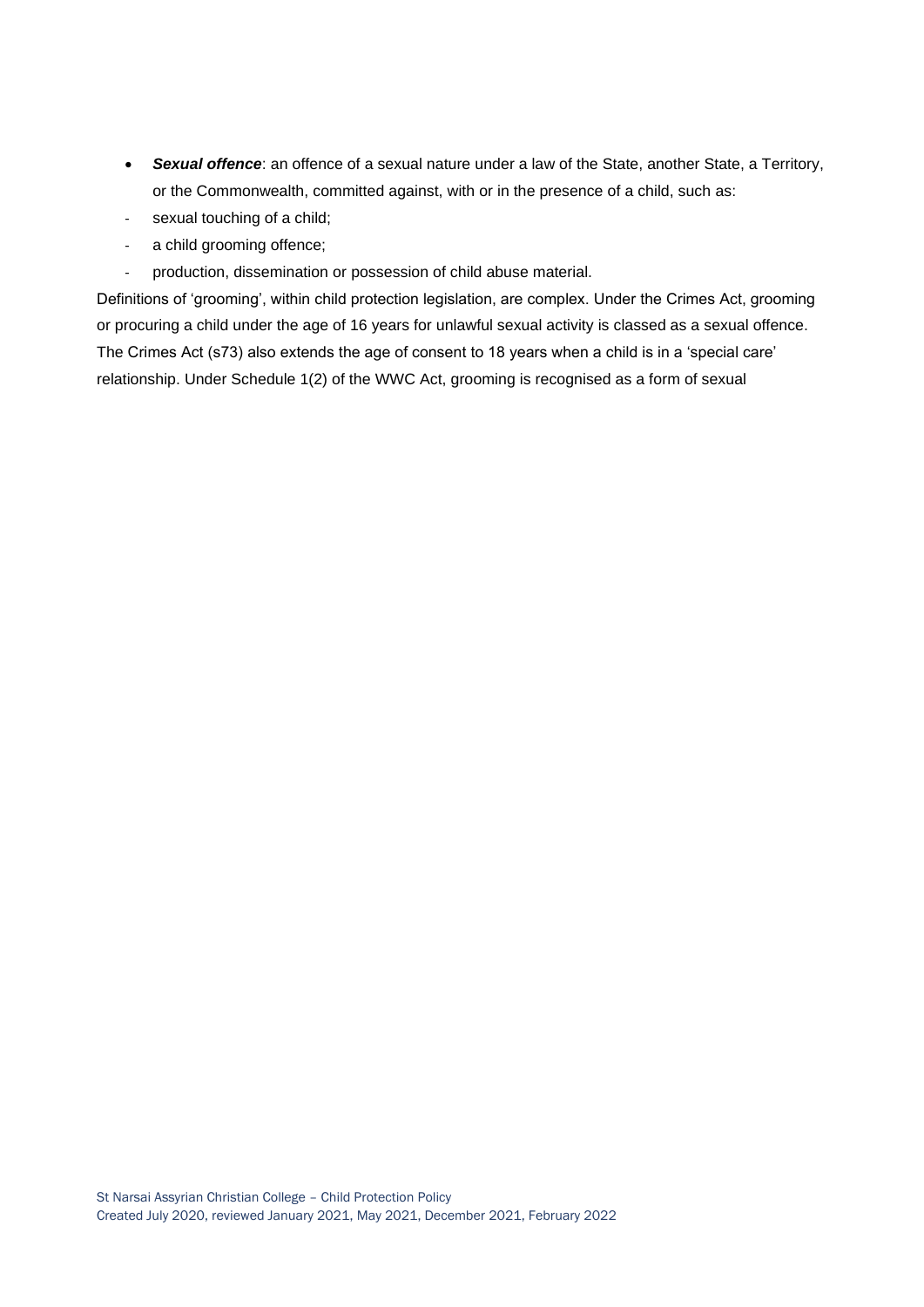- ***Sexual offence***: an offence of a sexual nature under a law of the State, another State, a Territory, or the Commonwealth, committed against, with or in the presence of a child, such as:
  - sexual touching of a child;
  - a child grooming offence;
  - production, dissemination or possession of child abuse material.

Definitions of 'grooming', within child protection legislation, are complex. Under the Crimes Act, grooming or procuring a child under the age of 16 years for unlawful sexual activity is classed as a sexual offence. The Crimes Act (s73) also extends the age of consent to 18 years when a child is in a 'special care' relationship. Under Schedule 1(2) of the WWC Act, grooming is recognised as a form of sexual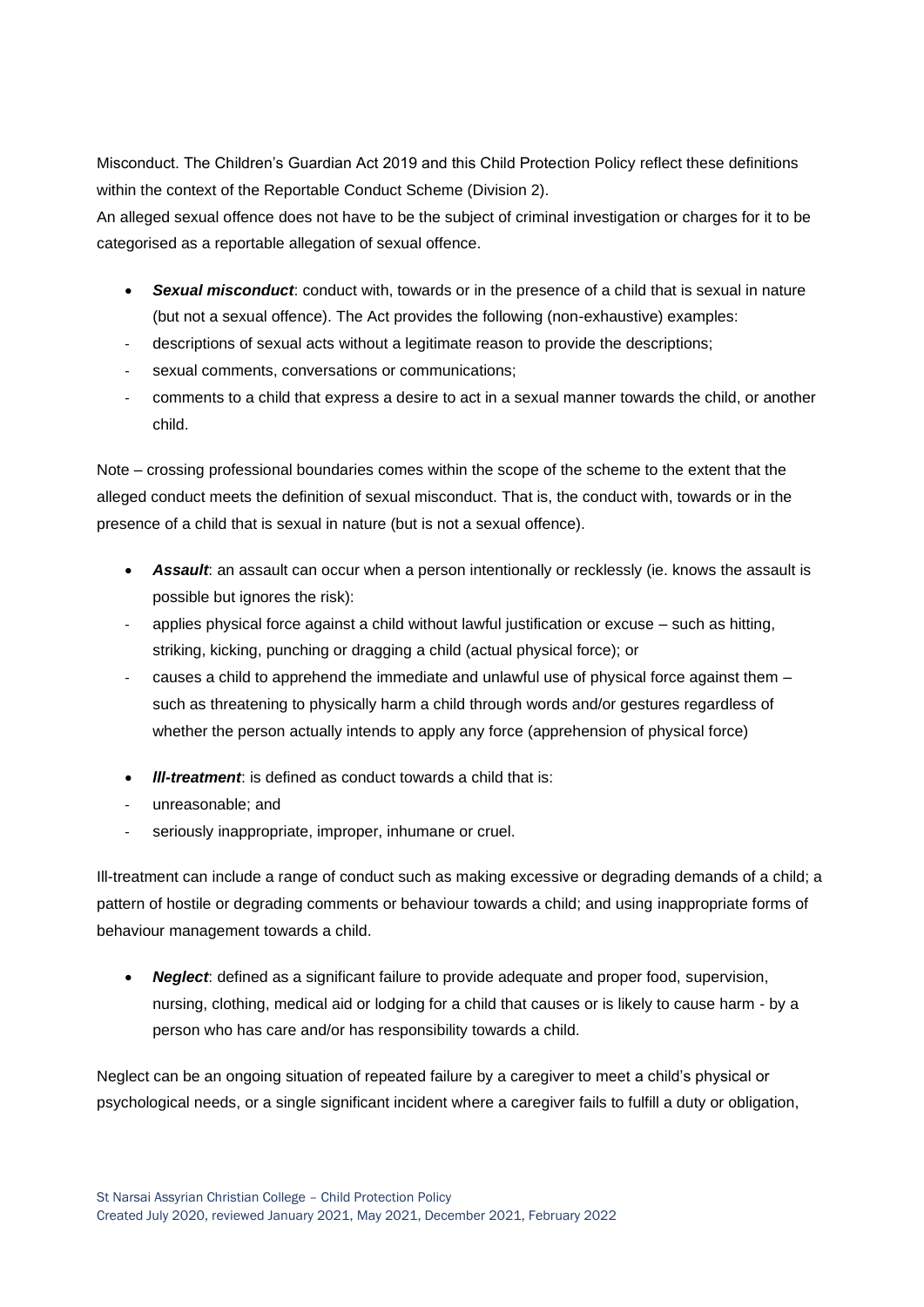Misconduct. The Children's Guardian Act 2019 and this Child Protection Policy reflect these definitions within the context of the Reportable Conduct Scheme (Division 2).
An alleged sexual offence does not have to be the subject of criminal investigation or charges for it to be categorised as a reportable allegation of sexual offence.

- ***Sexual misconduct***: conduct with, towards or in the presence of a child that is sexual in nature (but not a sexual offence). The Act provides the following (non-exhaustive) examples:
  - descriptions of sexual acts without a legitimate reason to provide the descriptions;
  - sexual comments, conversations or communications;
  - comments to a child that express a desire to act in a sexual manner towards the child, or another child.

Note – crossing professional boundaries comes within the scope of the scheme to the extent that the alleged conduct meets the definition of sexual misconduct. That is, the conduct with, towards or in the presence of a child that is sexual in nature (but is not a sexual offence).

- ***Assault***: an assault can occur when a person intentionally or recklessly (ie. knows the assault is possible but ignores the risk):
  - applies physical force against a child without lawful justification or excuse – such as hitting, striking, kicking, punching or dragging a child (actual physical force); or
  - causes a child to apprehend the immediate and unlawful use of physical force against them – such as threatening to physically harm a child through words and/or gestures regardless of whether the person actually intends to apply any force (apprehension of physical force)

- ***Ill-treatment***: is defined as conduct towards a child that is:
  - unreasonable; and
  - seriously inappropriate, improper, inhumane or cruel.

Ill-treatment can include a range of conduct such as making excessive or degrading demands of a child; a pattern of hostile or degrading comments or behaviour towards a child; and using inappropriate forms of behaviour management towards a child.

- ***Neglect***: defined as a significant failure to provide adequate and proper food, supervision, nursing, clothing, medical aid or lodging for a child that causes or is likely to cause harm - by a person who has care and/or has responsibility towards a child.

Neglect can be an ongoing situation of repeated failure by a caregiver to meet a child's physical or psychological needs, or a single significant incident where a caregiver fails to fulfill a duty or obligation,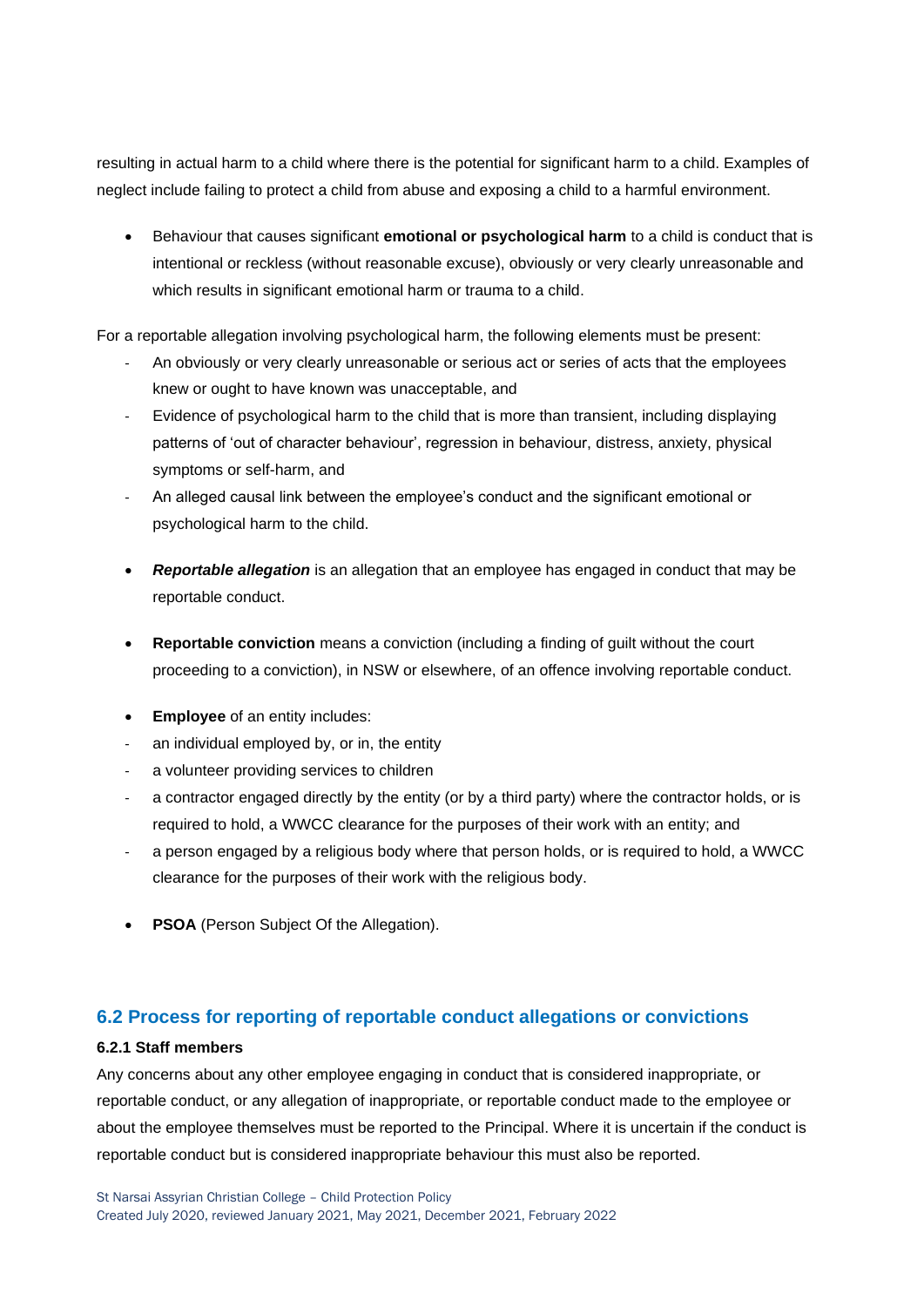resulting in actual harm to a child where there is the potential for significant harm to a child. Examples of neglect include failing to protect a child from abuse and exposing a child to a harmful environment.

- Behaviour that causes significant **emotional or psychological harm** to a child is conduct that is intentional or reckless (without reasonable excuse), obviously or very clearly unreasonable and which results in significant emotional harm or trauma to a child.

For a reportable allegation involving psychological harm, the following elements must be present:

- An obviously or very clearly unreasonable or serious act or series of acts that the employees knew or ought to have known was unacceptable, and
- Evidence of psychological harm to the child that is more than transient, including displaying patterns of 'out of character behaviour', regression in behaviour, distress, anxiety, physical symptoms or self-harm, and
- An alleged causal link between the employee's conduct and the significant emotional or psychological harm to the child.

- ***Reportable allegation*** is an allegation that an employee has engaged in conduct that may be reportable conduct.

- **Reportable conviction** means a conviction (including a finding of guilt without the court proceeding to a conviction), in NSW or elsewhere, of an offence involving reportable conduct.

- **Employee** of an entity includes:
  - an individual employed by, or in, the entity
  - a volunteer providing services to children
  - a contractor engaged directly by the entity (or by a third party) where the contractor holds, or is required to hold, a WWCC clearance for the purposes of their work with an entity; and
  - a person engaged by a religious body where that person holds, or is required to hold, a WWCC clearance for the purposes of their work with the religious body.

- **PSOA** (Person Subject Of the Allegation).

## 6.2 Process for reporting of reportable conduct allegations or convictions

### 6.2.1 Staff members

Any concerns about any other employee engaging in conduct that is considered inappropriate, or reportable conduct, or any allegation of inappropriate, or reportable conduct made to the employee or about the employee themselves must be reported to the Principal. Where it is uncertain if the conduct is reportable conduct but is considered inappropriate behaviour this must also be reported.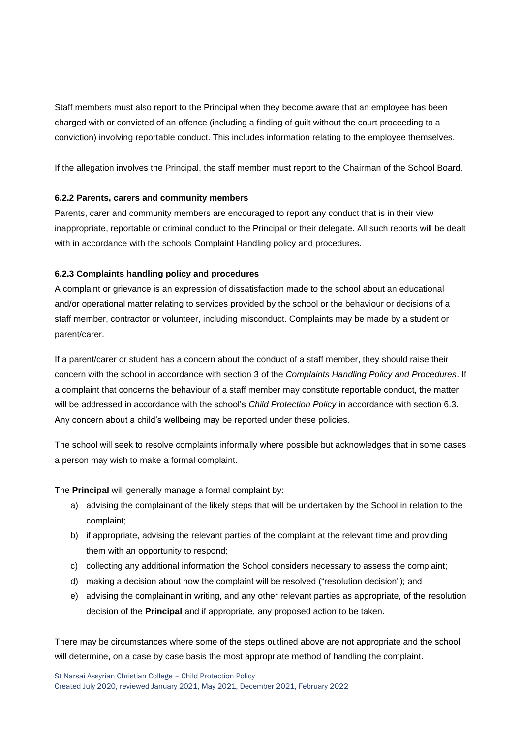Staff members must also report to the Principal when they become aware that an employee has been charged with or convicted of an offence (including a finding of guilt without the court proceeding to a conviction) involving reportable conduct. This includes information relating to the employee themselves.

If the allegation involves the Principal, the staff member must report to the Chairman of the School Board.

#### 6.2.2 Parents, carers and community members

Parents, carer and community members are encouraged to report any conduct that is in their view inappropriate, reportable or criminal conduct to the Principal or their delegate. All such reports will be dealt with in accordance with the schools Complaint Handling policy and procedures.

#### 6.2.3 Complaints handling policy and procedures

A complaint or grievance is an expression of dissatisfaction made to the school about an educational and/or operational matter relating to services provided by the school or the behaviour or decisions of a staff member, contractor or volunteer, including misconduct. Complaints may be made by a student or parent/carer.

If a parent/carer or student has a concern about the conduct of a staff member, they should raise their concern with the school in accordance with section 3 of the *Complaints Handling Policy and Procedures*. If a complaint that concerns the behaviour of a staff member may constitute reportable conduct, the matter will be addressed in accordance with the school's *Child Protection Policy* in accordance with section 6.3. Any concern about a child's wellbeing may be reported under these policies.

The school will seek to resolve complaints informally where possible but acknowledges that in some cases a person may wish to make a formal complaint.

The **Principal** will generally manage a formal complaint by:

a) advising the complainant of the likely steps that will be undertaken by the School in relation to the complaint;
b) if appropriate, advising the relevant parties of the complaint at the relevant time and providing them with an opportunity to respond;
c) collecting any additional information the School considers necessary to assess the complaint;
d) making a decision about how the complaint will be resolved ("resolution decision"); and
e) advising the complainant in writing, and any other relevant parties as appropriate, of the resolution decision of the **Principal** and if appropriate, any proposed action to be taken.

There may be circumstances where some of the steps outlined above are not appropriate and the school will determine, on a case by case basis the most appropriate method of handling the complaint.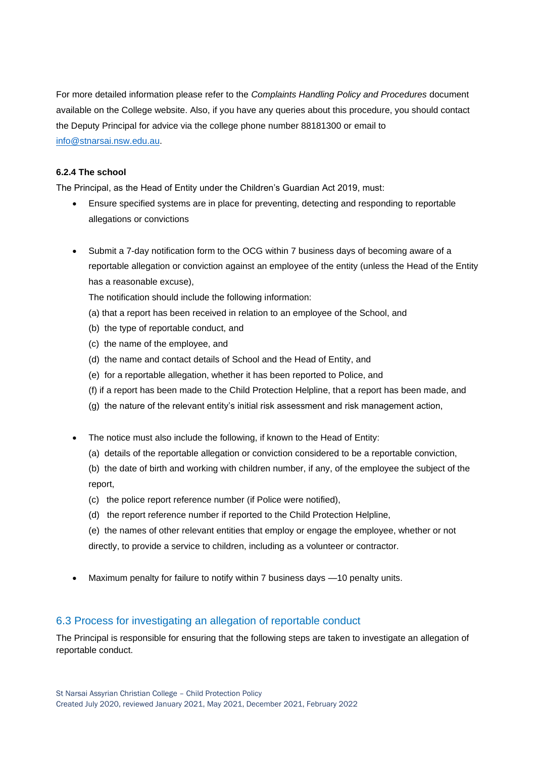For more detailed information please refer to the *Complaints Handling Policy and Procedures* document available on the College website. Also, if you have any queries about this procedure, you should contact the Deputy Principal for advice via the college phone number 88181300 or email to [info@stnarsai.nsw.edu.au](mailto:info@stnarsai.nsw.edu.au).

#### 6.2.4 The school

The Principal, as the Head of Entity under the Children's Guardian Act 2019, must:

- Ensure specified systems are in place for preventing, detecting and responding to reportable allegations or convictions

- Submit a 7-day notification form to the OCG within 7 business days of becoming aware of a reportable allegation or conviction against an employee of the entity (unless the Head of the Entity has a reasonable excuse),

  The notification should include the following information:

  (a) that a report has been received in relation to an employee of the School, and
  (b) the type of reportable conduct, and
  (c) the name of the employee, and
  (d) the name and contact details of School and the Head of Entity, and
  (e) for a reportable allegation, whether it has been reported to Police, and
  (f) if a report has been made to the Child Protection Helpline, that a report has been made, and
  (g) the nature of the relevant entity's initial risk assessment and risk management action,

- The notice must also include the following, if known to the Head of Entity:

  (a) details of the reportable allegation or conviction considered to be a reportable conviction,
  (b) the date of birth and working with children number, if any, of the employee the subject of the report,
  (c) the police report reference number (if Police were notified),
  (d) the report reference number if reported to the Child Protection Helpline,
  (e) the names of other relevant entities that employ or engage the employee, whether or not directly, to provide a service to children, including as a volunteer or contractor.

- Maximum penalty for failure to notify within 7 business days —10 penalty units.

## 6.3 Process for investigating an allegation of reportable conduct

The Principal is responsible for ensuring that the following steps are taken to investigate an allegation of reportable conduct.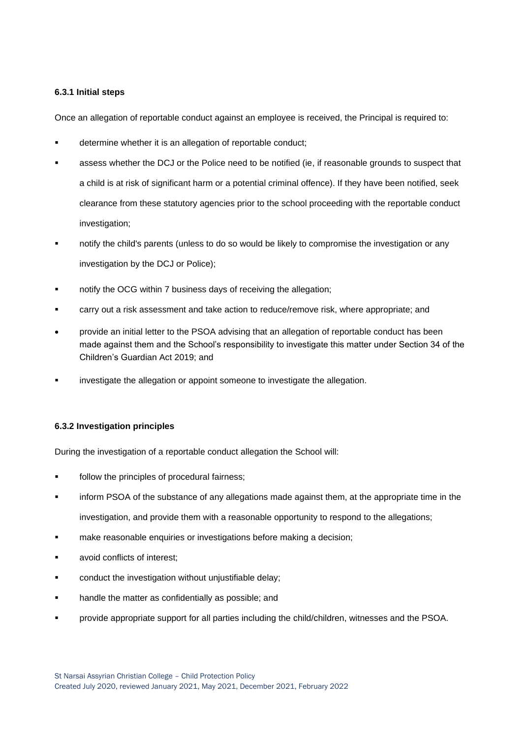#### 6.3.1 Initial steps

Once an allegation of reportable conduct against an employee is received, the Principal is required to:

- determine whether it is an allegation of reportable conduct;
- assess whether the DCJ or the Police need to be notified (ie, if reasonable grounds to suspect that a child is at risk of significant harm or a potential criminal offence). If they have been notified, seek clearance from these statutory agencies prior to the school proceeding with the reportable conduct investigation;
- notify the child's parents (unless to do so would be likely to compromise the investigation or any investigation by the DCJ or Police);
- notify the OCG within 7 business days of receiving the allegation;
- carry out a risk assessment and take action to reduce/remove risk, where appropriate; and
- provide an initial letter to the PSOA advising that an allegation of reportable conduct has been made against them and the School's responsibility to investigate this matter under Section 34 of the Children's Guardian Act 2019; and
- investigate the allegation or appoint someone to investigate the allegation.

#### 6.3.2 Investigation principles

During the investigation of a reportable conduct allegation the School will:

- follow the principles of procedural fairness;
- inform PSOA of the substance of any allegations made against them, at the appropriate time in the investigation, and provide them with a reasonable opportunity to respond to the allegations;
- make reasonable enquiries or investigations before making a decision;
- avoid conflicts of interest;
- conduct the investigation without unjustifiable delay;
- handle the matter as confidentially as possible; and
- provide appropriate support for all parties including the child/children, witnesses and the PSOA.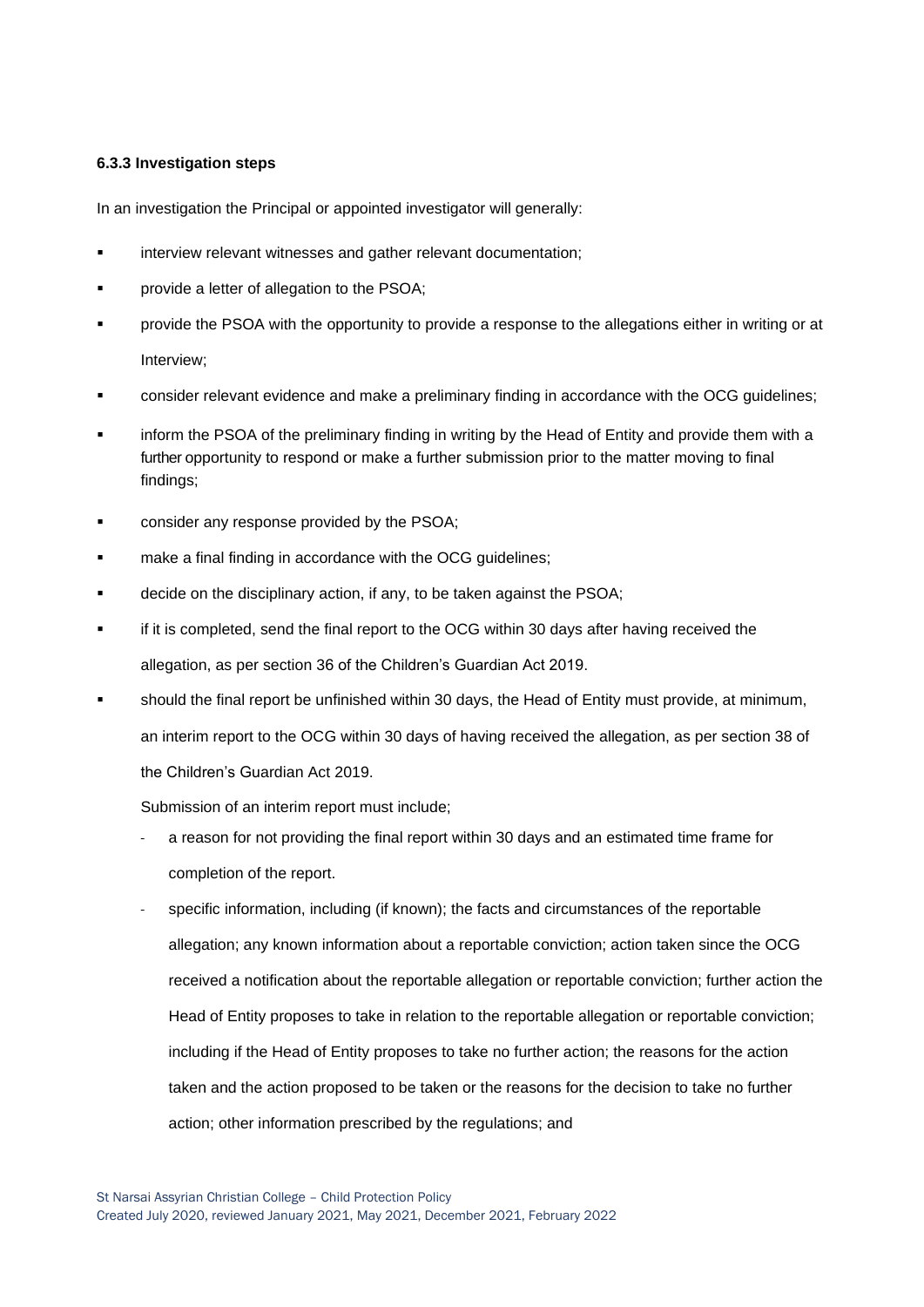#### 6.3.3 Investigation steps

In an investigation the Principal or appointed investigator will generally:

- interview relevant witnesses and gather relevant documentation;
- provide a letter of allegation to the PSOA;
- provide the PSOA with the opportunity to provide a response to the allegations either in writing or at Interview;
- consider relevant evidence and make a preliminary finding in accordance with the OCG guidelines;
- inform the PSOA of the preliminary finding in writing by the Head of Entity and provide them with a further opportunity to respond or make a further submission prior to the matter moving to final findings;
- consider any response provided by the PSOA;
- make a final finding in accordance with the OCG guidelines;
- decide on the disciplinary action, if any, to be taken against the PSOA;
- if it is completed, send the final report to the OCG within 30 days after having received the allegation, as per section 36 of the Children's Guardian Act 2019.
- should the final report be unfinished within 30 days, the Head of Entity must provide, at minimum, an interim report to the OCG within 30 days of having received the allegation, as per section 38 of the Children's Guardian Act 2019.

  Submission of an interim report must include;

  - a reason for not providing the final report within 30 days and an estimated time frame for completion of the report.
  - specific information, including (if known); the facts and circumstances of the reportable allegation; any known information about a reportable conviction; action taken since the OCG received a notification about the reportable allegation or reportable conviction; further action the Head of Entity proposes to take in relation to the reportable allegation or reportable conviction; including if the Head of Entity proposes to take no further action; the reasons for the action taken and the action proposed to be taken or the reasons for the decision to take no further action; other information prescribed by the regulations; and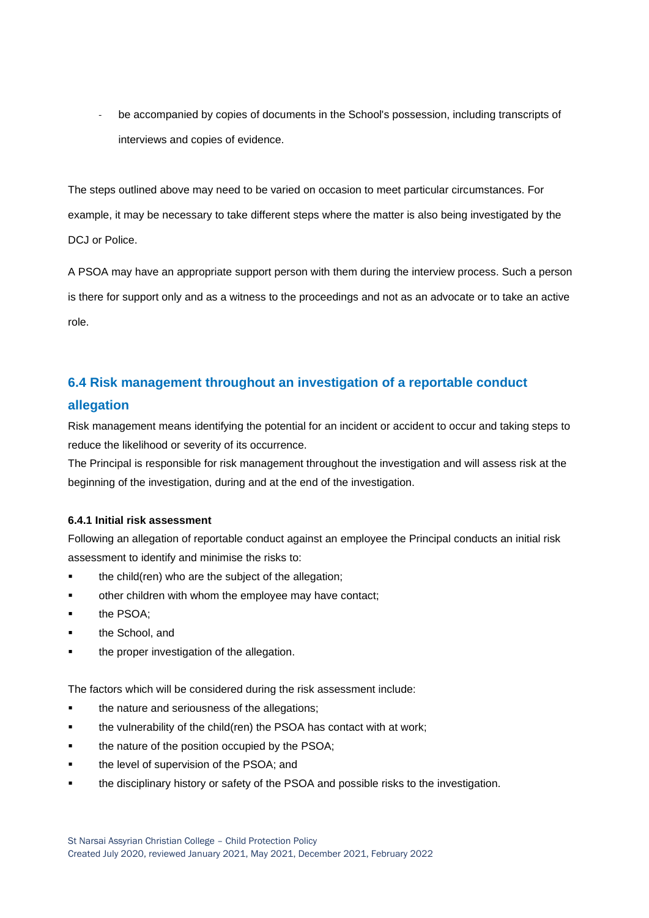- be accompanied by copies of documents in the School's possession, including transcripts of interviews and copies of evidence.

The steps outlined above may need to be varied on occasion to meet particular circumstances. For example, it may be necessary to take different steps where the matter is also being investigated by the DCJ or Police.

A PSOA may have an appropriate support person with them during the interview process. Such a person is there for support only and as a witness to the proceedings and not as an advocate or to take an active role.

## 6.4 Risk management throughout an investigation of a reportable conduct allegation

Risk management means identifying the potential for an incident or accident to occur and taking steps to reduce the likelihood or severity of its occurrence.

The Principal is responsible for risk management throughout the investigation and will assess risk at the beginning of the investigation, during and at the end of the investigation.

#### 6.4.1 Initial risk assessment

Following an allegation of reportable conduct against an employee the Principal conducts an initial risk assessment to identify and minimise the risks to:

- the child(ren) who are the subject of the allegation;
- other children with whom the employee may have contact;
- the PSOA;
- the School, and
- the proper investigation of the allegation.

The factors which will be considered during the risk assessment include:

- the nature and seriousness of the allegations;
- the vulnerability of the child(ren) the PSOA has contact with at work;
- the nature of the position occupied by the PSOA;
- the level of supervision of the PSOA; and
- the disciplinary history or safety of the PSOA and possible risks to the investigation.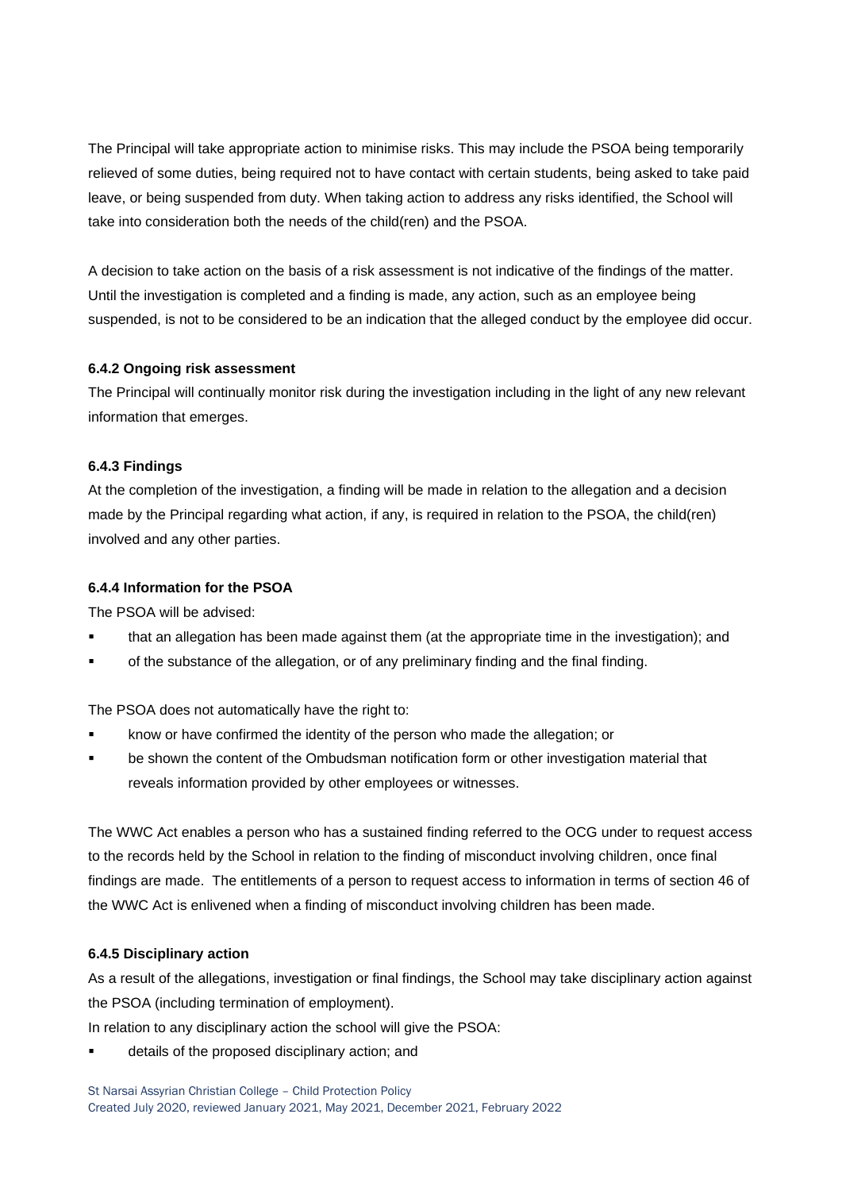The Principal will take appropriate action to minimise risks. This may include the PSOA being temporarily relieved of some duties, being required not to have contact with certain students, being asked to take paid leave, or being suspended from duty. When taking action to address any risks identified, the School will take into consideration both the needs of the child(ren) and the PSOA.

A decision to take action on the basis of a risk assessment is not indicative of the findings of the matter. Until the investigation is completed and a finding is made, any action, such as an employee being suspended, is not to be considered to be an indication that the alleged conduct by the employee did occur.

#### 6.4.2 Ongoing risk assessment

The Principal will continually monitor risk during the investigation including in the light of any new relevant information that emerges.

#### 6.4.3 Findings

At the completion of the investigation, a finding will be made in relation to the allegation and a decision made by the Principal regarding what action, if any, is required in relation to the PSOA, the child(ren) involved and any other parties.

#### 6.4.4 Information for the PSOA

The PSOA will be advised:

- that an allegation has been made against them (at the appropriate time in the investigation); and
- of the substance of the allegation, or of any preliminary finding and the final finding.

The PSOA does not automatically have the right to:

- know or have confirmed the identity of the person who made the allegation; or
- be shown the content of the Ombudsman notification form or other investigation material that reveals information provided by other employees or witnesses.

The WWC Act enables a person who has a sustained finding referred to the OCG under to request access to the records held by the School in relation to the finding of misconduct involving children, once final findings are made. The entitlements of a person to request access to information in terms of section 46 of the WWC Act is enlivened when a finding of misconduct involving children has been made.

#### 6.4.5 Disciplinary action

As a result of the allegations, investigation or final findings, the School may take disciplinary action against the PSOA (including termination of employment).

In relation to any disciplinary action the school will give the PSOA:

- details of the proposed disciplinary action; and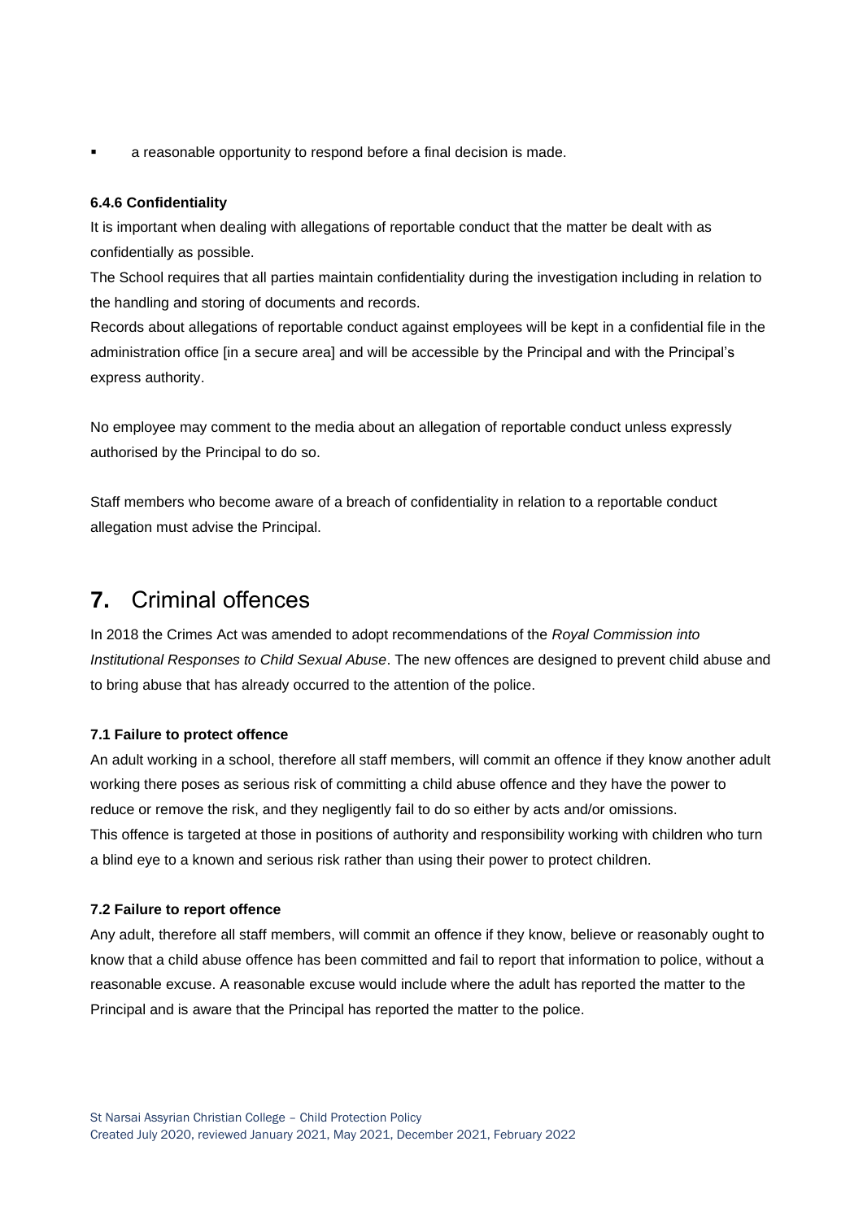- a reasonable opportunity to respond before a final decision is made.

#### 6.4.6 Confidentiality

It is important when dealing with allegations of reportable conduct that the matter be dealt with as confidentially as possible.

The School requires that all parties maintain confidentiality during the investigation including in relation to the handling and storing of documents and records.

Records about allegations of reportable conduct against employees will be kept in a confidential file in the administration office [in a secure area] and will be accessible by the Principal and with the Principal's express authority.

No employee may comment to the media about an allegation of reportable conduct unless expressly authorised by the Principal to do so.

Staff members who become aware of a breach of confidentiality in relation to a reportable conduct allegation must advise the Principal.

# 7. Criminal offences

In 2018 the Crimes Act was amended to adopt recommendations of the *Royal Commission into Institutional Responses to Child Sexual Abuse*. The new offences are designed to prevent child abuse and to bring abuse that has already occurred to the attention of the police.

#### 7.1 Failure to protect offence

An adult working in a school, therefore all staff members, will commit an offence if they know another adult working there poses as serious risk of committing a child abuse offence and they have the power to reduce or remove the risk, and they negligently fail to do so either by acts and/or omissions.

This offence is targeted at those in positions of authority and responsibility working with children who turn a blind eye to a known and serious risk rather than using their power to protect children.

#### 7.2 Failure to report offence

Any adult, therefore all staff members, will commit an offence if they know, believe or reasonably ought to know that a child abuse offence has been committed and fail to report that information to police, without a reasonable excuse. A reasonable excuse would include where the adult has reported the matter to the Principal and is aware that the Principal has reported the matter to the police.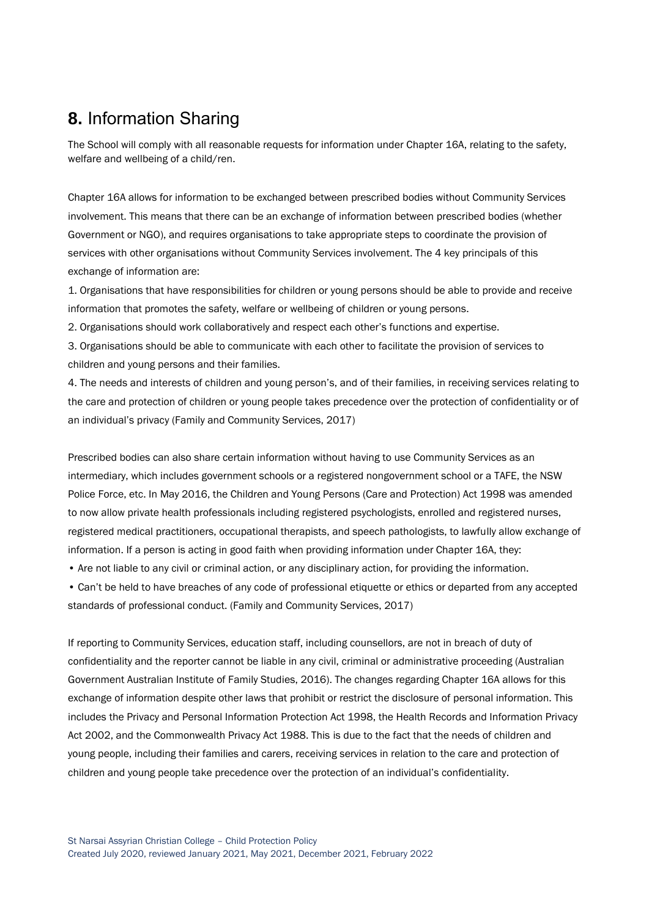## **8.** Information Sharing

The School will comply with all reasonable requests for information under Chapter 16A, relating to the safety, welfare and wellbeing of a child/ren.

Chapter 16A allows for information to be exchanged between prescribed bodies without Community Services involvement. This means that there can be an exchange of information between prescribed bodies (whether Government or NGO), and requires organisations to take appropriate steps to coordinate the provision of services with other organisations without Community Services involvement. The 4 key principals of this exchange of information are:

1. Organisations that have responsibilities for children or young persons should be able to provide and receive information that promotes the safety, welfare or wellbeing of children or young persons.
2. Organisations should work collaboratively and respect each other's functions and expertise.
3. Organisations should be able to communicate with each other to facilitate the provision of services to children and young persons and their families.
4. The needs and interests of children and young person's, and of their families, in receiving services relating to the care and protection of children or young people takes precedence over the protection of confidentiality or of an individual's privacy (Family and Community Services, 2017)

Prescribed bodies can also share certain information without having to use Community Services as an intermediary, which includes government schools or a registered nongovernment school or a TAFE, the NSW Police Force, etc. In May 2016, the Children and Young Persons (Care and Protection) Act 1998 was amended to now allow private health professionals including registered psychologists, enrolled and registered nurses, registered medical practitioners, occupational therapists, and speech pathologists, to lawfully allow exchange of information. If a person is acting in good faith when providing information under Chapter 16A, they:

- Are not liable to any civil or criminal action, or any disciplinary action, for providing the information.
- Can't be held to have breaches of any code of professional etiquette or ethics or departed from any accepted standards of professional conduct. (Family and Community Services, 2017)

If reporting to Community Services, education staff, including counsellors, are not in breach of duty of confidentiality and the reporter cannot be liable in any civil, criminal or administrative proceeding (Australian Government Australian Institute of Family Studies, 2016). The changes regarding Chapter 16A allows for this exchange of information despite other laws that prohibit or restrict the disclosure of personal information. This includes the Privacy and Personal Information Protection Act 1998, the Health Records and Information Privacy Act 2002, and the Commonwealth Privacy Act 1988. This is due to the fact that the needs of children and young people, including their families and carers, receiving services in relation to the care and protection of children and young people take precedence over the protection of an individual's confidentiality.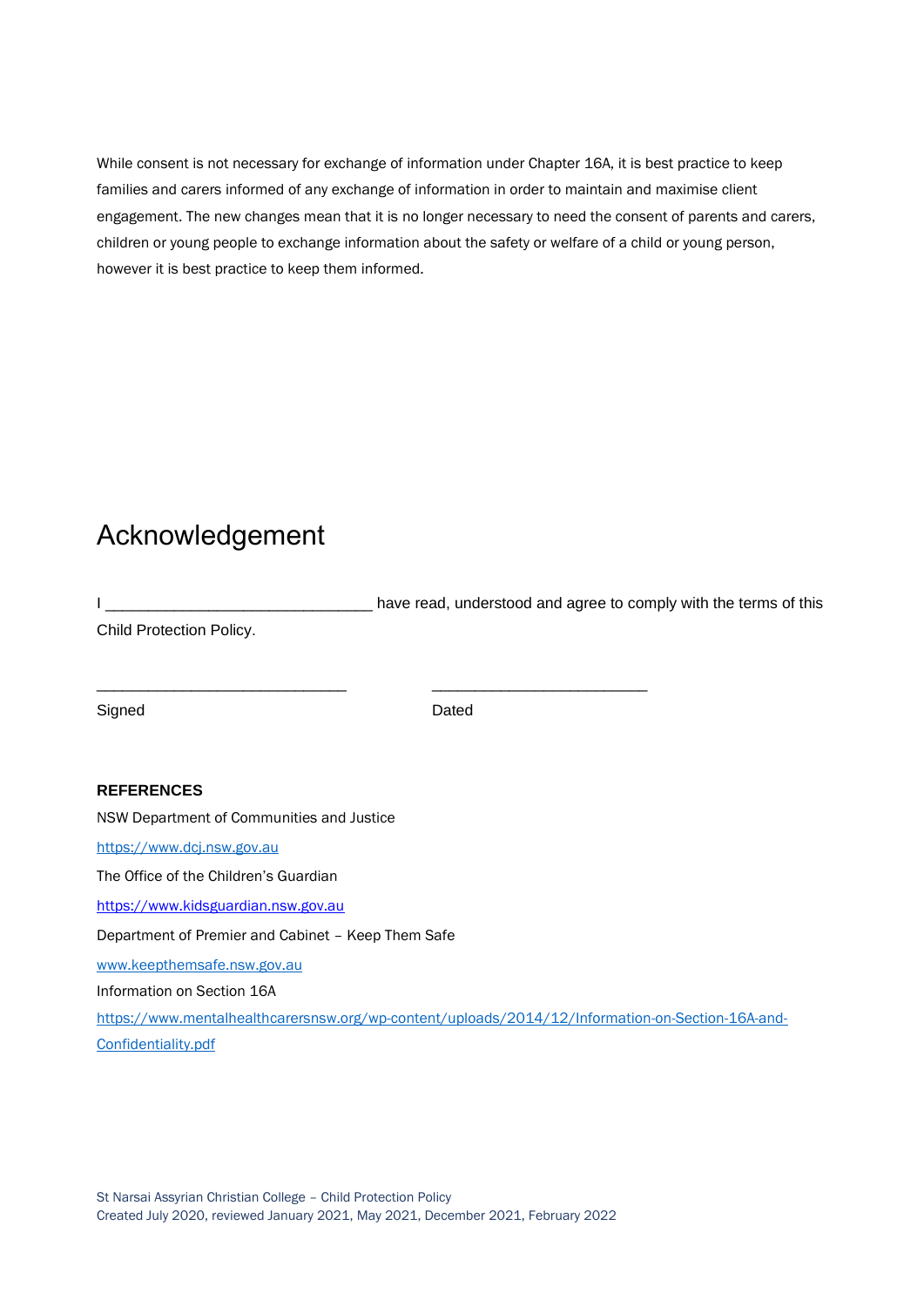While consent is not necessary for exchange of information under Chapter 16A, it is best practice to keep families and carers informed of any exchange of information in order to maintain and maximise client engagement. The new changes mean that it is no longer necessary to need the consent of parents and carers, children or young people to exchange information about the safety or welfare of a child or young person, however it is best practice to keep them informed.

# Acknowledgement

I ______________________________ have read, understood and agree to comply with the terms of this Child Protection Policy.

______________________________ ______________________________

Signed Dated

**REFERENCES**

NSW Department of Communities and Justice

https://www.dcj.nsw.gov.au

The Office of the Children's Guardian

https://www.kidsguardian.nsw.gov.au

Department of Premier and Cabinet – Keep Them Safe

www.keepthemsafe.nsw.gov.au

Information on Section 16A

https://www.mentalhealthcarersnsw.org/wp-content/uploads/2014/12/Information-on-Section-16A-and-Confidentiality.pdf